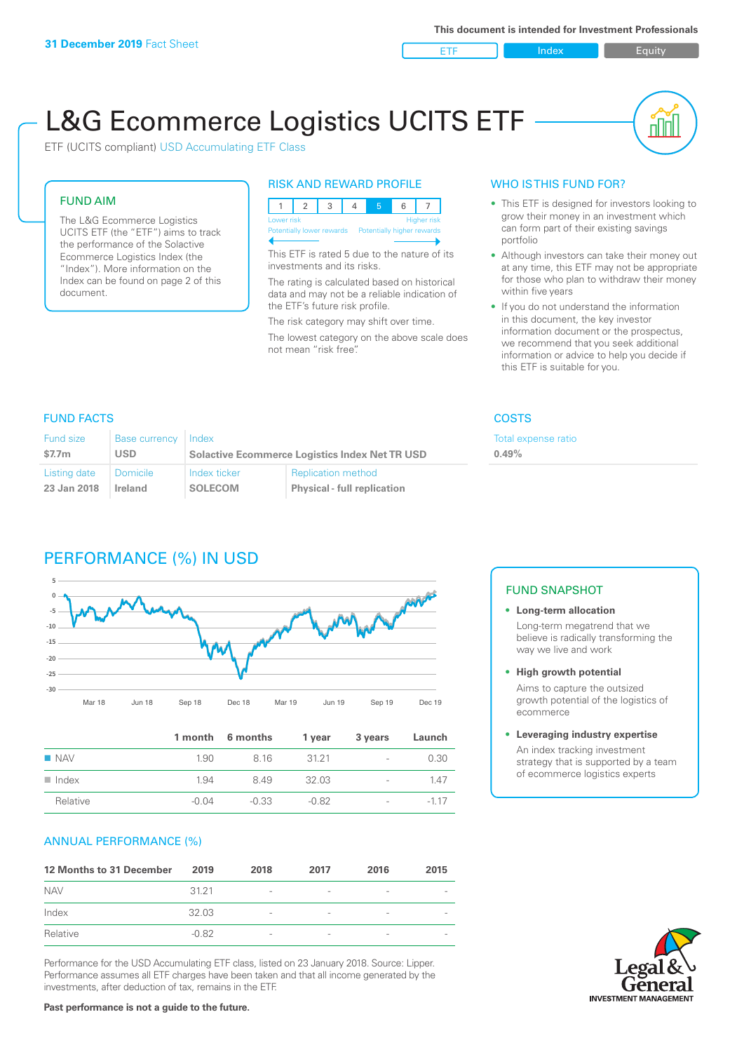**31 December 2019** Fact Sheet

**This document is intended for Investment Professionals**

ETF | Index | Equity

# L&G Ecommerce Logistics UCITS ETF

ETF (UCITS compliant) USD Accumulating ETF Class

## FUND AIM

The L&G Ecommerce Logistics UCITS ETF (the "ETF") aims to track the performance of the Solactive Ecommerce Logistics Index (the "Index"). More information on the Index can be found on page 2 of this document.

## RISK AND REWARD PROFILE

| 1 | 2 | 3 | 4 | 5 | 6 | 7 |
|---|---|---|---|---|---|---|

Lower risk — Higher risk
Potentially lower rewards — Potentially higher rewards

This ETF is rated 5 due to the nature of its investments and its risks.

The rating is calculated based on historical data and may not be a reliable indication of the ETF's future risk profile.

The risk category may shift over time.

The lowest category on the above scale does not mean "risk free".

## WHO IS THIS FUND FOR?

- This ETF is designed for investors looking to grow their money in an investment which can form part of their existing savings portfolio
- Although investors can take their money out at any time, this ETF may not be appropriate for those who plan to withdraw their money within five years
- If you do not understand the information in this document, the key investor information document or the prospectus, we recommend that you seek additional information or advice to help you decide if this ETF is suitable for you.

## FUND FACTS

| Fund size | Base currency | Index | |
|---|---|---|---|
| $7.7m | USD | Solactive Ecommerce Logistics Index Net TR USD | |
| **Listing date** | **Domicile** | **Index ticker** | **Replication method** |
| 23 Jan 2018 | Ireland | SOLECOM | Physical - full replication |

## COSTS

| Total expense ratio |
|---|
| 0.49% |

## PERFORMANCE (%) IN USD

| | 1 month | 6 months | 1 year | 3 years | Launch |
|---|---|---|---|---|---|
| NAV | 1.90 | 8.16 | 31.21 | - | 0.30 |
| Index | 1.94 | 8.49 | 32.03 | - | 1.47 |
| Relative | -0.04 | -0.33 | -0.82 | - | -1.17 |

## FUND SNAPSHOT

- **Long-term allocation**
  Long-term megatrend that we believe is radically transforming the way we live and work
- **High growth potential**
  Aims to capture the outsized growth potential of the logistics of ecommerce
- **Leveraging industry expertise**
  An index tracking investment strategy that is supported by a team of ecommerce logistics experts

## ANNUAL PERFORMANCE (%)

| 12 Months to 31 December | 2019 | 2018 | 2017 | 2016 | 2015 |
|---|---|---|---|---|---|
| NAV | 31.21 | - | - | - | - |
| Index | 32.03 | - | - | - | - |
| Relative | -0.82 | - | - | - | - |

Performance for the USD Accumulating ETF class, listed on 23 January 2018. Source: Lipper. Performance assumes all ETF charges have been taken and that all income generated by the investments, after deduction of tax, remains in the ETF.

**Past performance is not a guide to the future.**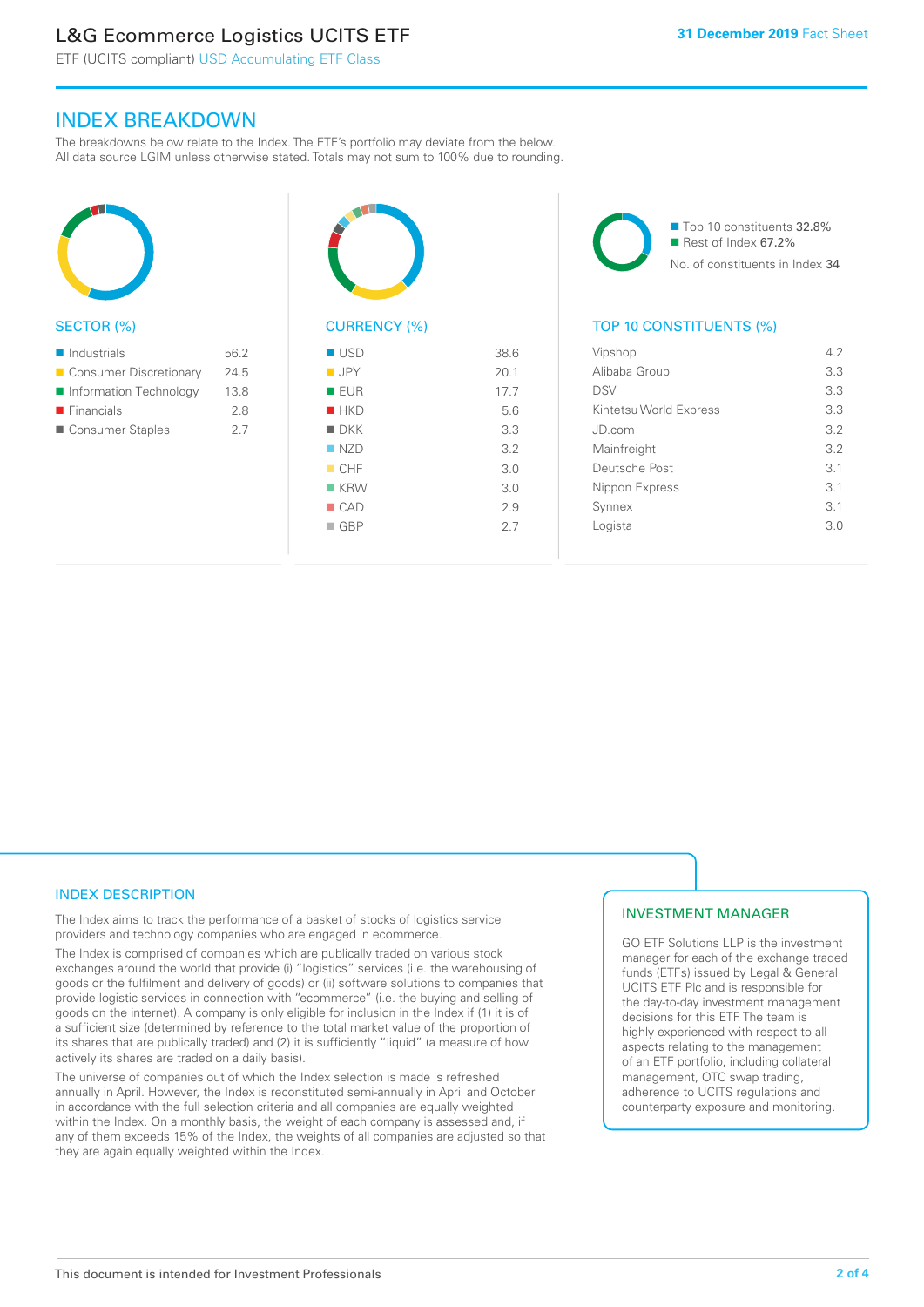## INDEX BREAKDOWN

The breakdowns below relate to the Index. The ETF's portfolio may deviate from the below. All data source LGIM unless otherwise stated. Totals may not sum to 100% due to rounding.

### SECTOR (%)

| Sector | % |
|---|---|
| Industrials | 56.2 |
| Consumer Discretionary | 24.5 |
| Information Technology | 13.8 |
| Financials | 2.8 |
| Consumer Staples | 2.7 |

### CURRENCY (%)

| Currency | % |
|---|---|
| USD | 38.6 |
| JPY | 20.1 |
| EUR | 17.7 |
| HKD | 5.6 |
| DKK | 3.3 |
| NZD | 3.2 |
| CHF | 3.0 |
| KRW | 3.0 |
| CAD | 2.9 |
| GBP | 2.7 |

- Top 10 constituents 32.8%
- Rest of Index 67.2%

No. of constituents in Index 34

### TOP 10 CONSTITUENTS (%)

| Constituent | % |
|---|---|
| Vipshop | 4.2 |
| Alibaba Group | 3.3 |
| DSV | 3.3 |
| Kintetsu World Express | 3.3 |
| JD.com | 3.2 |
| Mainfreight | 3.2 |
| Deutsche Post | 3.1 |
| Nippon Express | 3.1 |
| Synnex | 3.1 |
| Logista | 3.0 |

## INDEX DESCRIPTION

The Index aims to track the performance of a basket of stocks of logistics service providers and technology companies who are engaged in ecommerce.

The Index is comprised of companies which are publically traded on various stock exchanges around the world that provide (i) "logistics" services (i.e. the warehousing of goods or the fulfilment and delivery of goods) or (ii) software solutions to companies that provide logistic services in connection with "ecommerce" (i.e. the buying and selling of goods on the internet). A company is only eligible for inclusion in the Index if (1) it is of a sufficient size (determined by reference to the total market value of the proportion of its shares that are publically traded) and (2) it is sufficiently "liquid" (a measure of how actively its shares are traded on a daily basis).

The universe of companies out of which the Index selection is made is refreshed annually in April. However, the Index is reconstituted semi-annually in April and October in accordance with the full selection criteria and all companies are equally weighted within the Index. On a monthly basis, the weight of each company is assessed and, if any of them exceeds 15% of the Index, the weights of all companies are adjusted so that they are again equally weighted within the Index.

## INVESTMENT MANAGER

GO ETF Solutions LLP is the investment manager for each of the exchange traded funds (ETFs) issued by Legal & General UCITS ETF Plc and is responsible for the day-to-day investment management decisions for this ETF. The team is highly experienced with respect to all aspects relating to the management of an ETF portfolio, including collateral management, OTC swap trading, adherence to UCITS regulations and counterparty exposure and monitoring.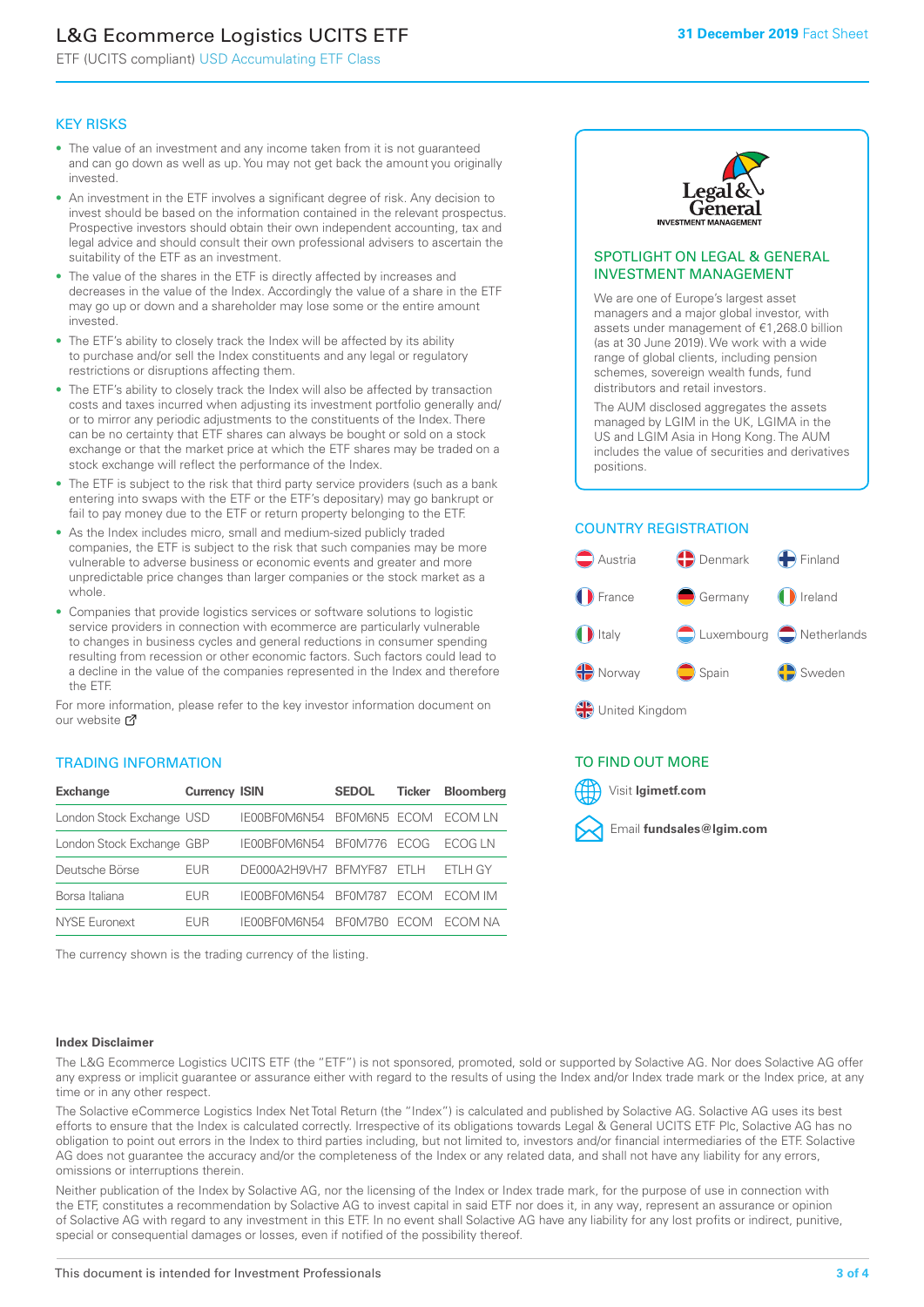# L&G Ecommerce Logistics UCITS ETF

ETF (UCITS compliant) USD Accumulating ETF Class

**31 December 2019** Fact Sheet

## KEY RISKS

- The value of an investment and any income taken from it is not guaranteed and can go down as well as up. You may not get back the amount you originally invested.
- An investment in the ETF involves a significant degree of risk. Any decision to invest should be based on the information contained in the relevant prospectus. Prospective investors should obtain their own independent accounting, tax and legal advice and should consult their own professional advisers to ascertain the suitability of the ETF as an investment.
- The value of the shares in the ETF is directly affected by increases and decreases in the value of the Index. Accordingly the value of a share in the ETF may go up or down and a shareholder may lose some or the entire amount invested.
- The ETF's ability to closely track the Index will be affected by its ability to purchase and/or sell the Index constituents and any legal or regulatory restrictions or disruptions affecting them.
- The ETF's ability to closely track the Index will also be affected by transaction costs and taxes incurred when adjusting its investment portfolio generally and/or to mirror any periodic adjustments to the constituents of the Index. There can be no certainty that ETF shares can always be bought or sold on a stock exchange or that the market price at which the ETF shares may be traded on a stock exchange will reflect the performance of the Index.
- The ETF is subject to the risk that third party service providers (such as a bank entering into swaps with the ETF or the ETF's depositary) may go bankrupt or fail to pay money due to the ETF or return property belonging to the ETF.
- As the Index includes micro, small and medium-sized publicly traded companies, the ETF is subject to the risk that such companies may be more vulnerable to adverse business or economic events and greater and more unpredictable price changes than larger companies or the stock market as a whole.
- Companies that provide logistics services or software solutions to logistic service providers in connection with ecommerce are particularly vulnerable to changes in business cycles and general reductions in consumer spending resulting from recession or other economic factors. Such factors could lead to a decline in the value of the companies represented in the Index and therefore the ETF.

For more information, please refer to the key investor information document on our website

## TRADING INFORMATION

| Exchange | Currency | ISIN | SEDOL | Ticker | Bloomberg |
|---|---|---|---|---|---|
| London Stock Exchange | USD | IE00BF0M6N54 | BF0M6N5 | ECOM | ECOM LN |
| London Stock Exchange | GBP | IE00BF0M6N54 | BF0M776 | ECOG | ECOG LN |
| Deutsche Börse | EUR | DE000A2H9VH7 | BFMYF87 | ETLH | ETLH GY |
| Borsa Italiana | EUR | IE00BF0M6N54 | BF0M787 | ECOM | ECOM IM |
| NYSE Euronext | EUR | IE00BF0M6N54 | BF0M7B0 | ECOM | ECOM NA |

The currency shown is the trading currency of the listing.

## SPOTLIGHT ON LEGAL & GENERAL INVESTMENT MANAGEMENT

We are one of Europe's largest asset managers and a major global investor, with assets under management of €1,268.0 billion (as at 30 June 2019). We work with a wide range of global clients, including pension schemes, sovereign wealth funds, fund distributors and retail investors.

The AUM disclosed aggregates the assets managed by LGIM in the UK, LGIMA in the US and LGIM Asia in Hong Kong. The AUM includes the value of securities and derivatives positions.

## COUNTRY REGISTRATION

- Austria
- Denmark
- Finland
- France
- Germany
- Ireland
- Italy
- Luxembourg
- Netherlands
- Norway
- Spain
- Sweden
- United Kingdom

## TO FIND OUT MORE

Visit **lgimetf.com**

Email **fundsales@lgim.com**

### Index Disclaimer

The L&G Ecommerce Logistics UCITS ETF (the "ETF") is not sponsored, promoted, sold or supported by Solactive AG. Nor does Solactive AG offer any express or implicit guarantee or assurance either with regard to the results of using the Index and/or Index trade mark or the Index price, at any time or in any other respect.

The Solactive eCommerce Logistics Index Net Total Return (the "Index") is calculated and published by Solactive AG. Solactive AG uses its best efforts to ensure that the Index is calculated correctly. Irrespective of its obligations towards Legal & General UCITS ETF Plc, Solactive AG has no obligation to point out errors in the Index to third parties including, but not limited to, investors and/or financial intermediaries of the ETF. Solactive AG does not guarantee the accuracy and/or the completeness of the Index or any related data, and shall not have any liability for any errors, omissions or interruptions therein.

Neither publication of the Index by Solactive AG, nor the licensing of the Index or Index trade mark, for the purpose of use in connection with the ETF, constitutes a recommendation by Solactive AG to invest capital in said ETF nor does it, in any way, represent an assurance or opinion of Solactive AG with regard to any investment in this ETF. In no event shall Solactive AG have any liability for any lost profits or indirect, punitive, special or consequential damages or losses, even if notified of the possibility thereof.

This document is intended for Investment Professionals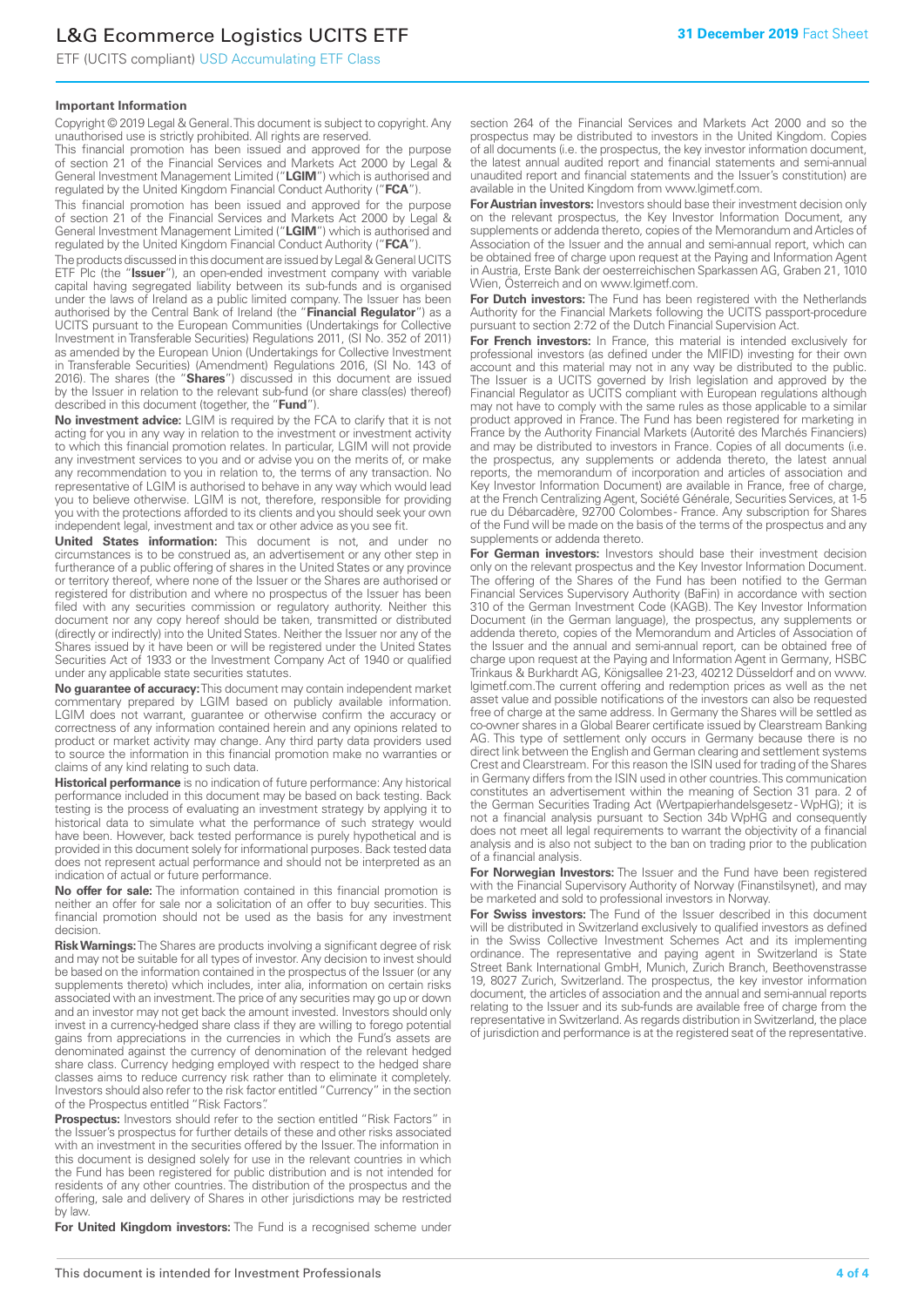## Important Information

Copyright © 2019 Legal & General. This document is subject to copyright. Any unauthorised use is strictly prohibited. All rights are reserved.

This financial promotion has been issued and approved for the purpose of section 21 of the Financial Services and Markets Act 2000 by Legal & General Investment Management Limited ("**LGIM**") which is authorised and regulated by the United Kingdom Financial Conduct Authority ("**FCA**").

This financial promotion has been issued and approved for the purpose of section 21 of the Financial Services and Markets Act 2000 by Legal & General Investment Management Limited ("**LGIM**") which is authorised and regulated by the United Kingdom Financial Conduct Authority ("**FCA**").

The products discussed in this document are issued by Legal & General UCITS ETF Plc (the "**Issuer**"), an open-ended investment company with variable capital having segregated liability between its sub-funds and is organised under the laws of Ireland as a public limited company. The Issuer has been authorised by the Central Bank of Ireland (the "**Financial Regulator**") as a UCITS pursuant to the European Communities (Undertakings for Collective Investment in Transferable Securities) Regulations 2011, (SI No. 352 of 2011) as amended by the European Union (Undertakings for Collective Investment in Transferable Securities) (Amendment) Regulations 2016, (SI No. 143 of 2016). The shares (the "**Shares**") discussed in this document are issued by the Issuer in relation to the relevant sub-fund (or share class(es) thereof) described in this document (together, the "**Fund**").

**No investment advice:** LGIM is required by the FCA to clarify that it is not acting for you in any way in relation to the investment or investment activity to which this financial promotion relates. In particular, LGIM will not provide any investment services to you and or advise you on the merits of, or make any recommendation to you in relation to, the terms of any transaction. No representative of LGIM is authorised to behave in any way which would lead you to believe otherwise. LGIM is not, therefore, responsible for providing you with the protections afforded to its clients and you should seek your own independent legal, investment and tax or other advice as you see fit.

**United States information:** This document is not, and under no circumstances is to be construed as, an advertisement or any other step in furtherance of a public offering of shares in the United States or any province or territory thereof, where none of the Issuer or the Shares are authorised or registered for distribution and where no prospectus of the Issuer has been filed with any securities commission or regulatory authority. Neither this document nor any copy hereof should be taken, transmitted or distributed (directly or indirectly) into the United States. Neither the Issuer nor any of the Shares issued by it have been or will be registered under the United States Securities Act of 1933 or the Investment Company Act of 1940 or qualified under any applicable state securities statutes.

**No guarantee of accuracy:** This document may contain independent market commentary prepared by LGIM based on publicly available information. LGIM does not warrant, guarantee or otherwise confirm the accuracy or correctness of any information contained herein and any opinions related to product or market activity may change. Any third party data providers used to source the information in this financial promotion make no warranties or claims of any kind relating to such data.

**Historical performance** is no indication of future performance: Any historical performance included in this document may be based on back testing. Back testing is the process of evaluating an investment strategy by applying it to historical data to simulate what the performance of such strategy would have been. However, back tested performance is purely hypothetical and is provided in this document solely for informational purposes. Back tested data does not represent actual performance and should not be interpreted as an indication of actual or future performance.

**No offer for sale:** The information contained in this financial promotion is neither an offer for sale nor a solicitation of an offer to buy securities. This financial promotion should not be used as the basis for any investment decision.

**Risk Warnings:** The Shares are products involving a significant degree of risk and may not be suitable for all types of investor. Any decision to invest should be based on the information contained in the prospectus of the Issuer (or any supplements thereto) which includes, inter alia, information on certain risks associated with an investment. The price of any securities may go up or down and an investor may not get back the amount invested. Investors should only invest in a currency-hedged share class if they are willing to forego potential gains from appreciations in the currencies in which the Fund's assets are denominated against the currency of denomination of the relevant hedged share class. Currency hedging employed with respect to the hedged share classes aims to reduce currency risk rather than to eliminate it completely. Investors should also refer to the risk factor entitled "Currency" in the section of the Prospectus entitled "Risk Factors".

**Prospectus:** Investors should refer to the section entitled "Risk Factors" in the Issuer's prospectus for further details of these and other risks associated with an investment in the securities offered by the Issuer. The information in this document is designed solely for use in the relevant countries in which the Fund has been registered for public distribution and is not intended for residents of any other countries. The distribution of the prospectus and the offering, sale and delivery of Shares in other jurisdictions may be restricted by law.

**For United Kingdom investors:** The Fund is a recognised scheme under section 264 of the Financial Services and Markets Act 2000 and so the prospectus may be distributed to investors in the United Kingdom. Copies of all documents (i.e. the prospectus, the key investor information document, the latest annual audited report and financial statements and semi-annual unaudited report and financial statements and the Issuer's constitution) are available in the United Kingdom from www.lgimetf.com.

**For Austrian investors:** Investors should base their investment decision only on the relevant prospectus, the Key Investor Information Document, any supplements or addenda thereto, copies of the Memorandum and Articles of Association of the Issuer and the annual and semi-annual report, which can be obtained free of charge upon request at the Paying and Information Agent in Austria, Erste Bank der oesterreichischen Sparkassen AG, Graben 21, 1010 Wien, Österreich and on www.lgimetf.com.

**For Dutch investors:** The Fund has been registered with the Netherlands Authority for the Financial Markets following the UCITS passport-procedure pursuant to section 2:72 of the Dutch Financial Supervision Act.

**For French investors:** In France, this material is intended exclusively for professional investors (as defined under the MIFID) investing for their own account and this material may not in any way be distributed to the public. The Issuer is a UCITS governed by Irish legislation and approved by the Financial Regulator as UCITS compliant with European regulations although may not have to comply with the same rules as those applicable to a similar product approved in France. The Fund has been registered for marketing in France by the Authority Financial Markets (Autorité des Marchés Financiers) and may be distributed to investors in France. Copies of all documents (i.e. the prospectus, any supplements or addenda thereto, the latest annual reports, the memorandum of incorporation and articles of association and Key Investor Information Document) are available in France, free of charge, at the French Centralizing Agent, Société Générale, Securities Services, at 1-5 rue du Débarcadère, 92700 Colombes - France. Any subscription for Shares of the Fund will be made on the basis of the terms of the prospectus and any supplements or addenda thereto.

**For German investors:** Investors should base their investment decision only on the relevant prospectus and the Key Investor Information Document. The offering of the Shares of the Fund has been notified to the German Financial Services Supervisory Authority (BaFin) in accordance with section 310 of the German Investment Code (KAGB). The Key Investor Information Document (in the German language), the prospectus, any supplements or addenda thereto, copies of the Memorandum and Articles of Association of the Issuer and the annual and semi-annual report, can be obtained free of charge upon request at the Paying and Information Agent in Germany, HSBC Trinkaus & Burkhardt AG, Königsallee 21-23, 40212 Düsseldorf and on www.lgimetf.com. The current offering and redemption prices as well as the net asset value and possible notifications of the investors can also be requested free of charge at the same address. In Germany the Shares will be settled as co-owner shares in a Global Bearer certificate issued by Clearstream Banking AG. This type of settlement only occurs in Germany because there is no direct link between the English and German clearing and settlement systems Crest and Clearstream. For this reason the ISIN used for trading of the Shares in Germany differs from the ISIN used in other countries. This communication constitutes an advertisement within the meaning of Section 31 para. 2 of the German Securities Trading Act (Wertpapierhandelsgesetz - WpHG); it is not a financial analysis pursuant to Section 34b WpHG and consequently does not meet all legal requirements to warrant the objectivity of a financial analysis and is also not subject to the ban on trading prior to the publication of a financial analysis.

**For Norwegian Investors:** The Issuer and the Fund have been registered with the Financial Supervisory Authority of Norway (Finanstilsynet), and may be marketed and sold to professional investors in Norway.

**For Swiss investors:** The Fund of the Issuer described in this document will be distributed in Switzerland exclusively to qualified investors as defined in the Swiss Collective Investment Schemes Act and its implementing ordinance. The representative and paying agent in Switzerland is State Street Bank International GmbH, Munich, Zurich Branch, Beethovenstrasse 19, 8027 Zurich, Switzerland. The prospectus, the key investor information document, the articles of association and the annual and semi-annual reports relating to the Issuer and its sub-funds are available free of charge from the representative in Switzerland. As regards distribution in Switzerland, the place of jurisdiction and performance is at the registered seat of the representative.